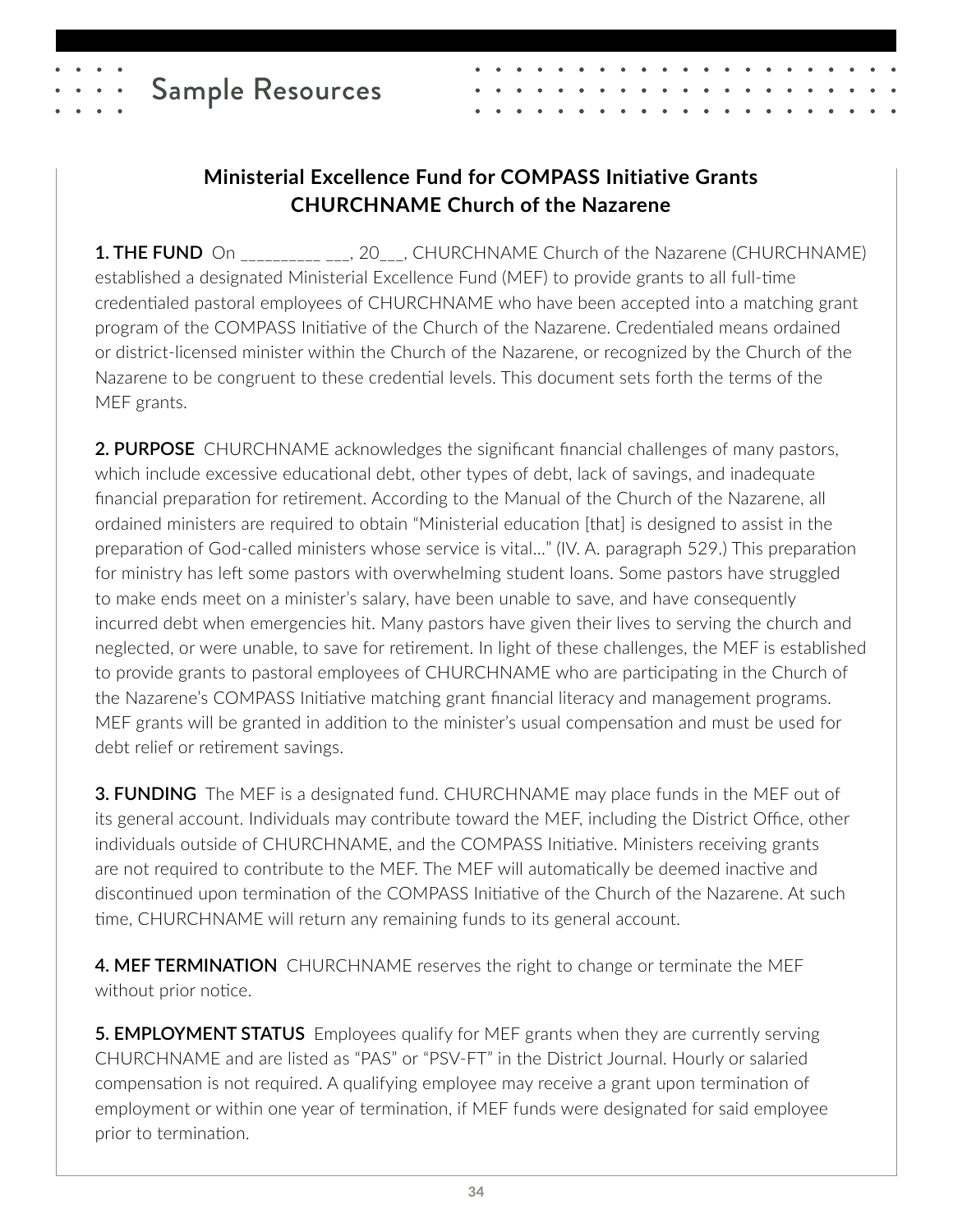# Sample Resources

## Ministerial Excellence Fund for COMPASS Initiative Grants
## CHURCHNAME Church of the Nazarene

**1. THE FUND** On __________ ___, 20___, CHURCHNAME Church of the Nazarene (CHURCHNAME) established a designated Ministerial Excellence Fund (MEF) to provide grants to all full-time credentialed pastoral employees of CHURCHNAME who have been accepted into a matching grant program of the COMPASS Initiative of the Church of the Nazarene. Credentialed means ordained or district-licensed minister within the Church of the Nazarene, or recognized by the Church of the Nazarene to be congruent to these credential levels. This document sets forth the terms of the MEF grants.

**2. PURPOSE** CHURCHNAME acknowledges the significant financial challenges of many pastors, which include excessive educational debt, other types of debt, lack of savings, and inadequate financial preparation for retirement. According to the Manual of the Church of the Nazarene, all ordained ministers are required to obtain "Ministerial education [that] is designed to assist in the preparation of God-called ministers whose service is vital…" (IV. A. paragraph 529.) This preparation for ministry has left some pastors with overwhelming student loans. Some pastors have struggled to make ends meet on a minister's salary, have been unable to save, and have consequently incurred debt when emergencies hit. Many pastors have given their lives to serving the church and neglected, or were unable, to save for retirement. In light of these challenges, the MEF is established to provide grants to pastoral employees of CHURCHNAME who are participating in the Church of the Nazarene's COMPASS Initiative matching grant financial literacy and management programs. MEF grants will be granted in addition to the minister's usual compensation and must be used for debt relief or retirement savings.

**3. FUNDING** The MEF is a designated fund. CHURCHNAME may place funds in the MEF out of its general account. Individuals may contribute toward the MEF, including the District Office, other individuals outside of CHURCHNAME, and the COMPASS Initiative. Ministers receiving grants are not required to contribute to the MEF. The MEF will automatically be deemed inactive and discontinued upon termination of the COMPASS Initiative of the Church of the Nazarene. At such time, CHURCHNAME will return any remaining funds to its general account.

**4. MEF TERMINATION** CHURCHNAME reserves the right to change or terminate the MEF without prior notice.

**5. EMPLOYMENT STATUS** Employees qualify for MEF grants when they are currently serving CHURCHNAME and are listed as "PAS" or "PSV-FT" in the District Journal. Hourly or salaried compensation is not required. A qualifying employee may receive a grant upon termination of employment or within one year of termination, if MEF funds were designated for said employee prior to termination.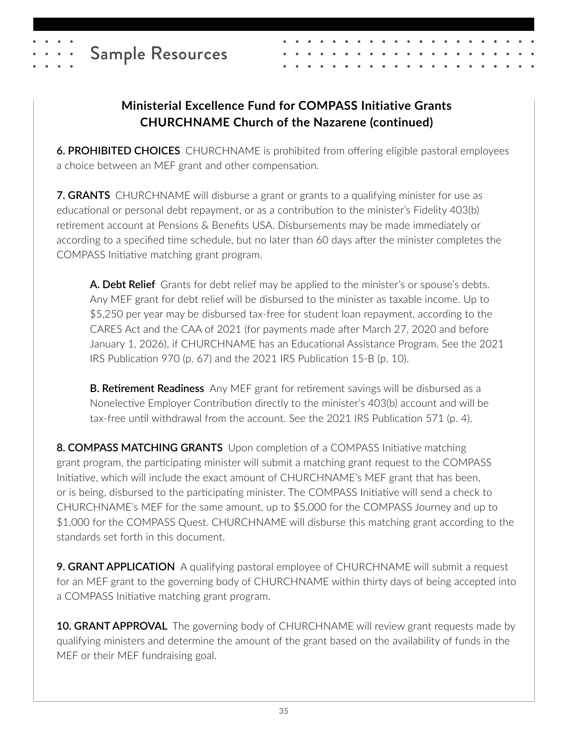## Ministerial Excellence Fund for COMPASS Initiative Grants
## CHURCHNAME Church of the Nazarene (continued)

**6. PROHIBITED CHOICES** CHURCHNAME is prohibited from offering eligible pastoral employees a choice between an MEF grant and other compensation.

**7. GRANTS** CHURCHNAME will disburse a grant or grants to a qualifying minister for use as educational or personal debt repayment, or as a contribution to the minister's Fidelity 403(b) retirement account at Pensions & Benefits USA. Disbursements may be made immediately or according to a specified time schedule, but no later than 60 days after the minister completes the COMPASS Initiative matching grant program.

> **A. Debt Relief** Grants for debt relief may be applied to the minister's or spouse's debts. Any MEF grant for debt relief will be disbursed to the minister as taxable income. Up to $5,250 per year may be disbursed tax-free for student loan repayment, according to the CARES Act and the CAA of 2021 (for payments made after March 27, 2020 and before January 1, 2026), if CHURCHNAME has an Educational Assistance Program. See the 2021 IRS Publication 970 (p. 67) and the 2021 IRS Publication 15-B (p. 10).
>
> **B. Retirement Readiness** Any MEF grant for retirement savings will be disbursed as a Nonelective Employer Contribution directly to the minister's 403(b) account and will be tax-free until withdrawal from the account. See the 2021 IRS Publication 571 (p. 4).

**8. COMPASS MATCHING GRANTS** Upon completion of a COMPASS Initiative matching grant program, the participating minister will submit a matching grant request to the COMPASS Initiative, which will include the exact amount of CHURCHNAME's MEF grant that has been, or is being, disbursed to the participating minister. The COMPASS Initiative will send a check to CHURCHNAME's MEF for the same amount, up to $5,000 for the COMPASS Journey and up to $1,000 for the COMPASS Quest. CHURCHNAME will disburse this matching grant according to the standards set forth in this document.

**9. GRANT APPLICATION** A qualifying pastoral employee of CHURCHNAME will submit a request for an MEF grant to the governing body of CHURCHNAME within thirty days of being accepted into a COMPASS Initiative matching grant program.

**10. GRANT APPROVAL** The governing body of CHURCHNAME will review grant requests made by qualifying ministers and determine the amount of the grant based on the availability of funds in the MEF or their MEF fundraising goal.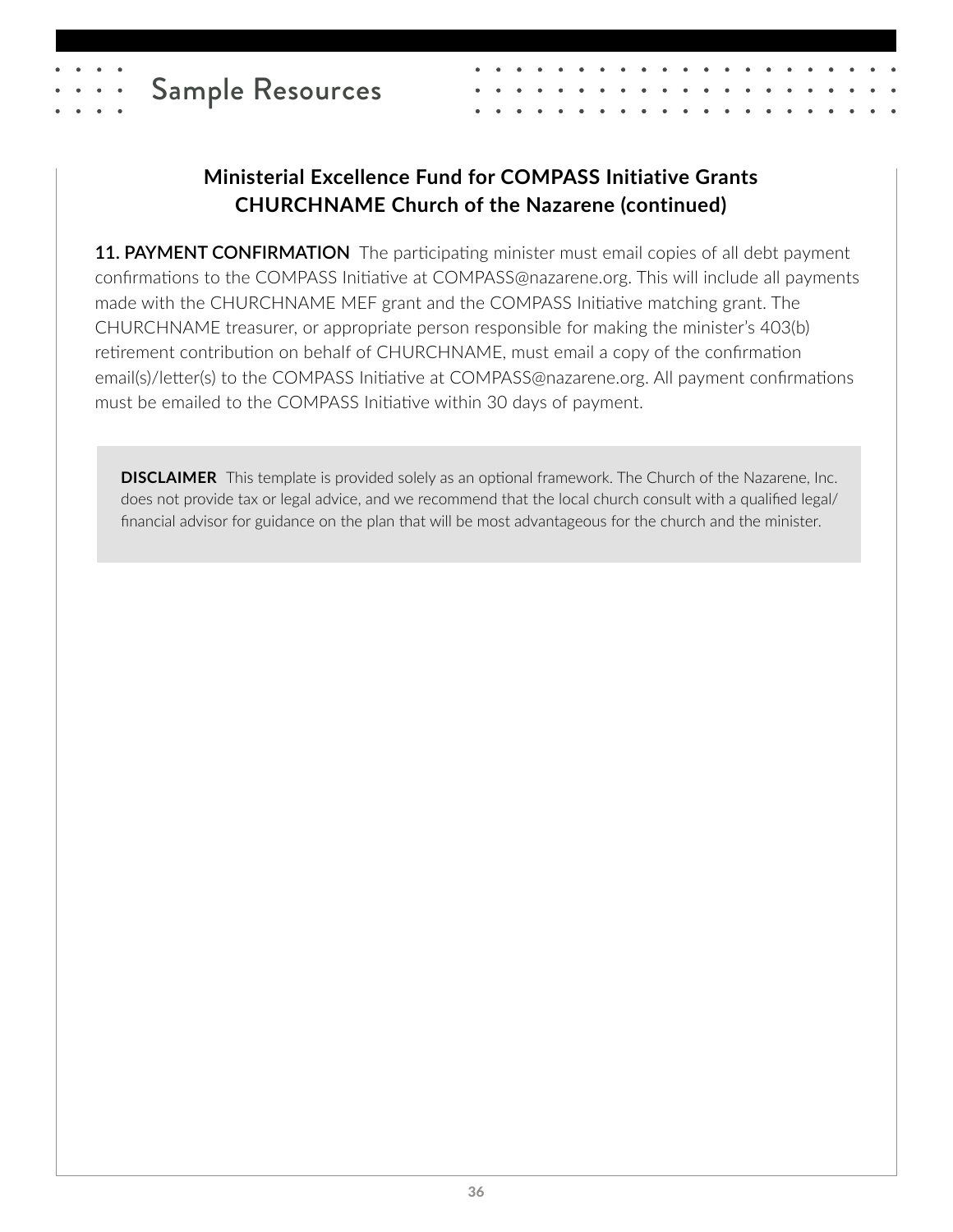## Ministerial Excellence Fund for COMPASS Initiative Grants
## CHURCHNAME Church of the Nazarene (continued)

**11. PAYMENT CONFIRMATION** The participating minister must email copies of all debt payment confirmations to the COMPASS Initiative at COMPASS@nazarene.org. This will include all payments made with the CHURCHNAME MEF grant and the COMPASS Initiative matching grant. The CHURCHNAME treasurer, or appropriate person responsible for making the minister's 403(b) retirement contribution on behalf of CHURCHNAME, must email a copy of the confirmation email(s)/letter(s) to the COMPASS Initiative at COMPASS@nazarene.org. All payment confirmations must be emailed to the COMPASS Initiative within 30 days of payment.

**DISCLAIMER** This template is provided solely as an optional framework. The Church of the Nazarene, Inc. does not provide tax or legal advice, and we recommend that the local church consult with a qualified legal/financial advisor for guidance on the plan that will be most advantageous for the church and the minister.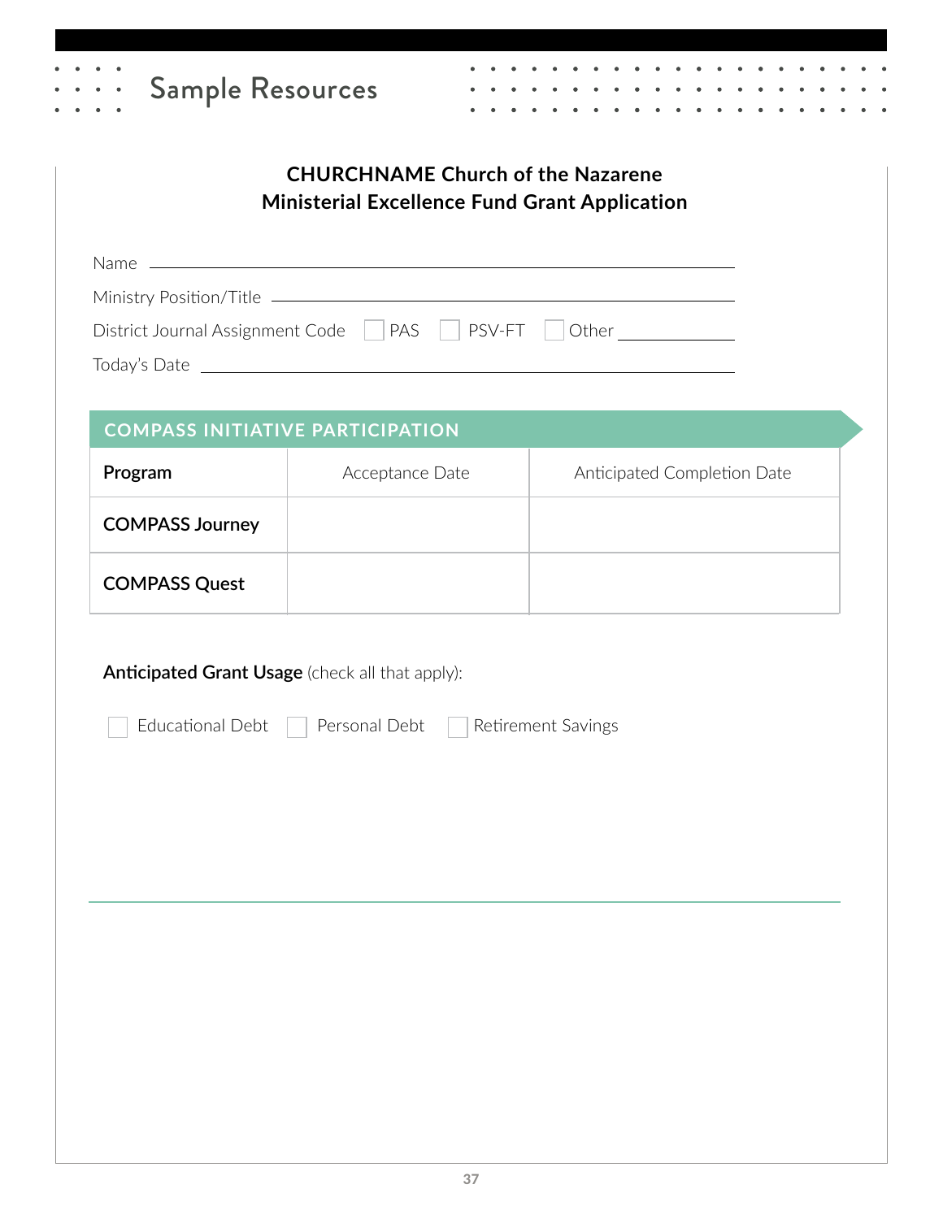**CHURCHNAME Church of the Nazarene**
**Ministerial Excellence Fund Grant Application**

Name ______________________________________________

Ministry Position/Title ______________________________________________

District Journal Assignment Code ☐ PAS ☐ PSV-FT ☐ Other ____________

Today's Date ______________________________________________

## COMPASS INITIATIVE PARTICIPATION

| Program | Acceptance Date | Anticipated Completion Date |
|---|---|---|
| **COMPASS Journey** | | |
| **COMPASS Quest** | | |

**Anticipated Grant Usage** (check all that apply):

☐ Educational Debt ☐ Personal Debt ☐ Retirement Savings